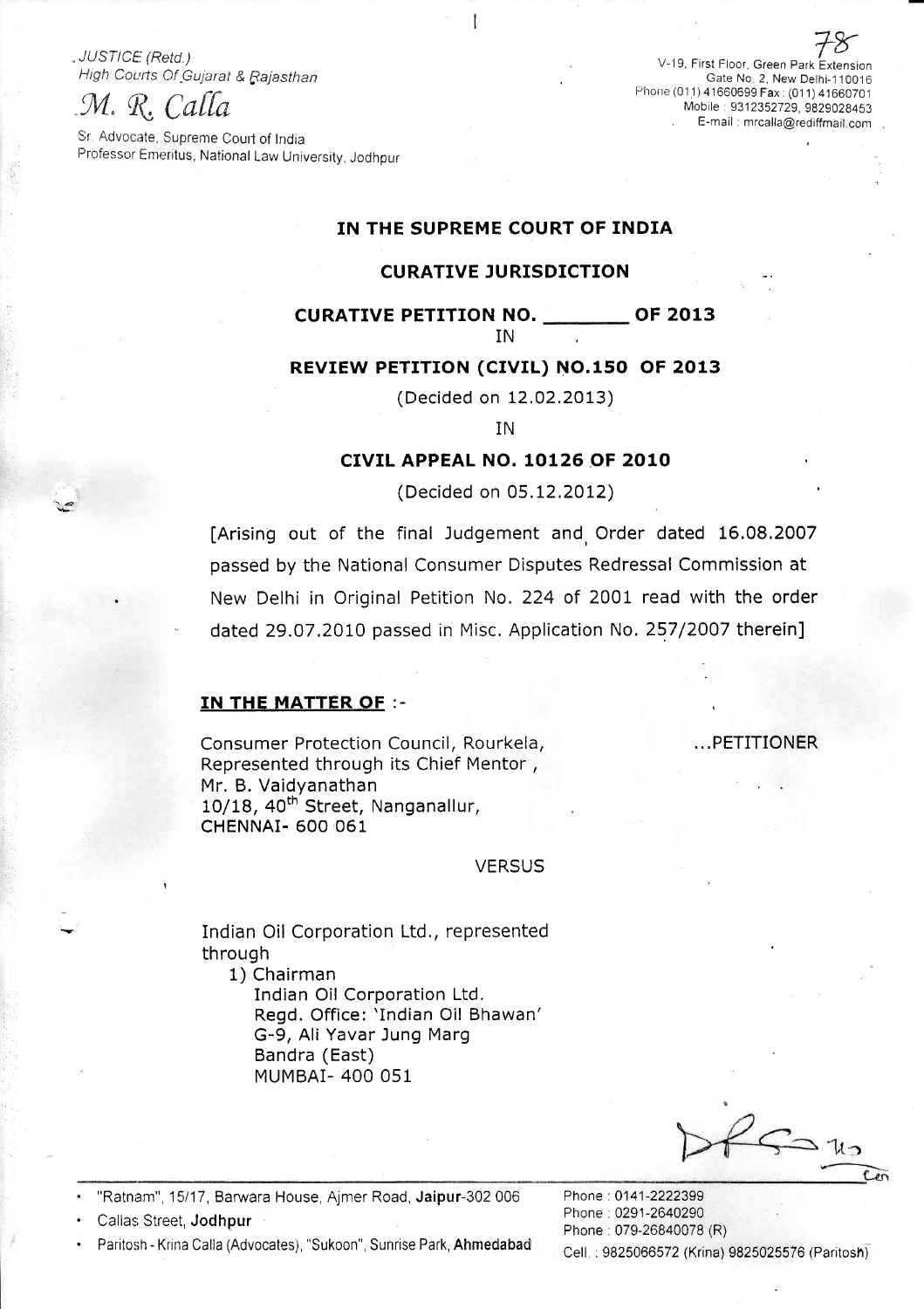JUSTICE (Retd.)
High Courts Of Gujarat & Rajasthan

M. R. Calla

Sr. Advocate, Supreme Court of India
Professor Emeritus, National Law University, Jodhpur

78

V-19, First Floor, Green Park Extension
Gate No. 2, New Delhi-110016
Phone (011) 41660699 Fax : (011) 41660701
Mobile : 9312352729, 9829028453
E-mail : mrcalla@rediffmail.com

## IN THE SUPREME COURT OF INDIA

## CURATIVE JURISDICTION

## CURATIVE PETITION NO. _______ OF 2013

IN

## REVIEW PETITION (CIVIL) NO.150 OF 2013

(Decided on 12.02.2013)

IN

## CIVIL APPEAL NO. 10126 OF 2010

(Decided on 05.12.2012)

[Arising out of the final Judgement and Order dated 16.08.2007 passed by the National Consumer Disputes Redressal Commission at New Delhi in Original Petition No. 224 of 2001 read with the order dated 29.07.2010 passed in Misc. Application No. 257/2007 therein]

**IN THE MATTER OF** :-

Consumer Protection Council, Rourkela,
Represented through its Chief Mentor,
Mr. B. Vaidyanathan
10/18, 40th Street, Nanganallur,
CHENNAI- 600 061

...PETITIONER

VERSUS

Indian Oil Corporation Ltd., represented through

1) Chairman
   Indian Oil Corporation Ltd.
   Regd. Office: 'Indian Oil Bhawan'
   G-9, Ali Yavar Jung Marg
   Bandra (East)
   MUMBAI- 400 051

- "Ratnam", 15/17, Barwara House, Ajmer Road, **Jaipur**-302 006 — Phone : 0141-2222399
- Callas Street, **Jodhpur** — Phone : 0291-2640290
- Paritosh - Krina Calla (Advocates), "Sukoon", Sunrise Park, **Ahmedabad** — Phone : 079-26840078 (R), Cell. : 9825066572 (Krina) 9825025576 (Paritosh)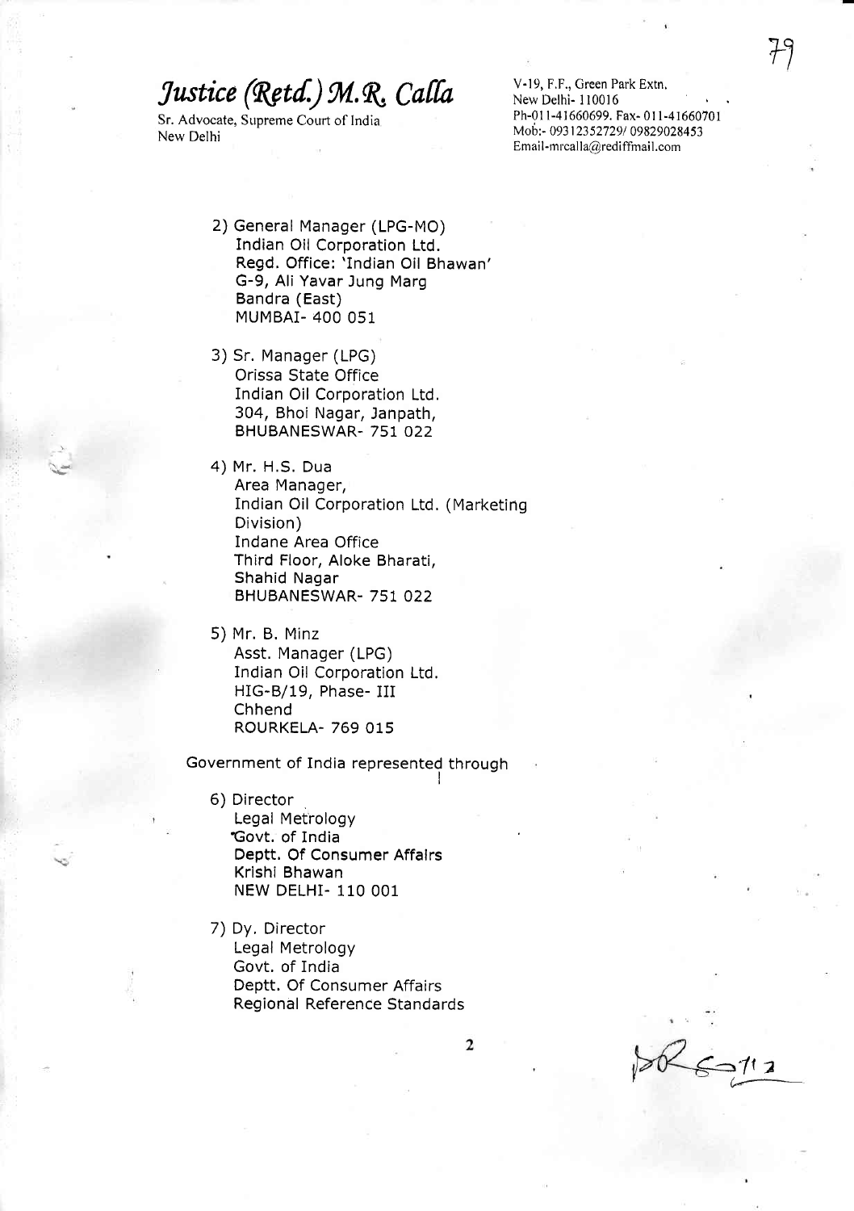# *Justice (Retd.) M.R. Calla*

Sr. Advocate, Supreme Court of India
New Delhi

V-19, F.F., Green Park Extn.
New Delhi- 110016
Ph-011-41660699, Fax- 011-41660701
Mob:- 09312352729/ 09829028453
Email-mrcalla@rediffmail.com

2) General Manager (LPG-MO)
   Indian Oil Corporation Ltd.
   Regd. Office: 'Indian Oil Bhawan'
   G-9, Ali Yavar Jung Marg
   Bandra (East)
   MUMBAI- 400 051

3) Sr. Manager (LPG)
   Orissa State Office
   Indian Oil Corporation Ltd.
   304, Bhoi Nagar, Janpath,
   BHUBANESWAR- 751 022

4) Mr. H.S. Dua
   Area Manager,
   Indian Oil Corporation Ltd. (Marketing Division)
   Indane Area Office
   Third Floor, Aloke Bharati,
   Shahid Nagar
   BHUBANESWAR- 751 022

5) Mr. B. Minz
   Asst. Manager (LPG)
   Indian Oil Corporation Ltd.
   HIG-B/19, Phase- III
   Chhend
   ROURKELA- 769 015

Government of India represented through

6) Director
   Legal Metrology
   Govt. of India
   Deptt. Of Consumer Affairs
   Krishi Bhawan
   NEW DELHI- 110 001

7) Dy. Director
   Legal Metrology
   Govt. of India
   Deptt. Of Consumer Affairs
   Regional Reference Standards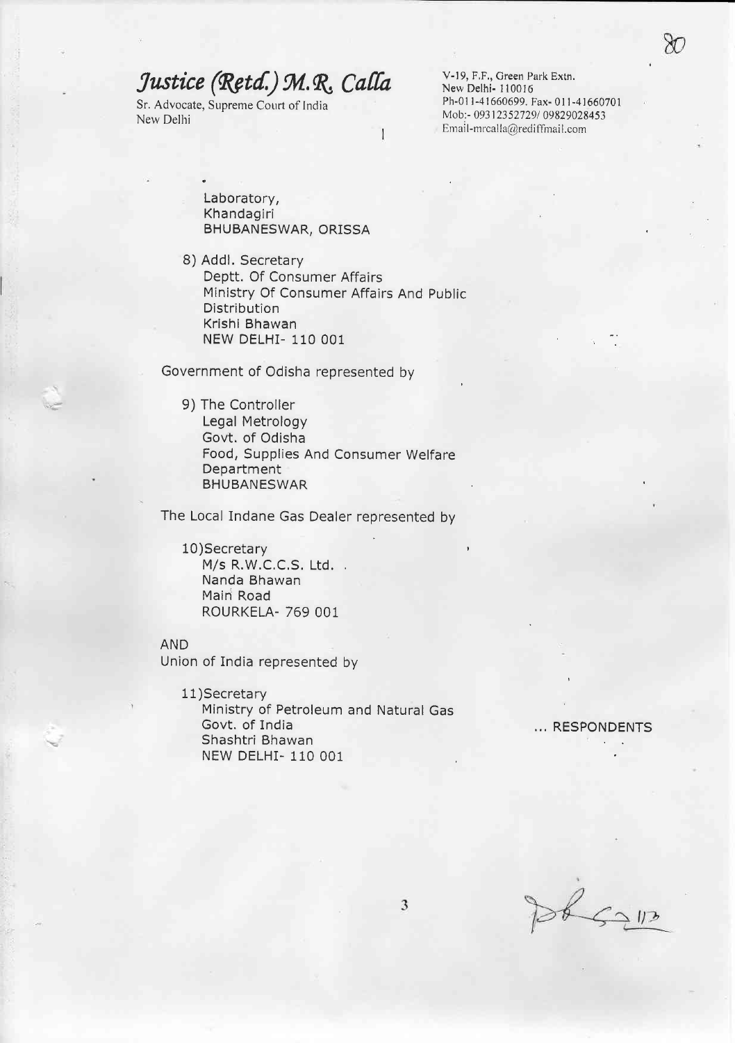# *Justice (Retd.) M.R. Calla*

Sr. Advocate, Supreme Court of India
New Delhi

V-19, F.F., Green Park Extn.
New Delhi- 110016
Ph-011-41660699. Fax- 011-41660701
Mob:- 09312352729/ 09829028453
Email-mrcalla@rediffmail.com

Laboratory,
Khandagiri
BHUBANESWAR, ORISSA

8) Addl. Secretary
Deptt. Of Consumer Affairs
Ministry Of Consumer Affairs And Public Distribution
Krishi Bhawan
NEW DELHI- 110 001

Government of Odisha represented by

9) The Controller
Legal Metrology
Govt. of Odisha
Food, Supplies And Consumer Welfare Department
BHUBANESWAR

The Local Indane Gas Dealer represented by

10) Secretary
M/s R.W.C.C.S. Ltd.
Nanda Bhawan
Main Road
ROURKELA- 769 001

AND
Union of India represented by

11) Secretary
Ministry of Petroleum and Natural Gas
Govt. of India
Shashtri Bhawan
NEW DELHI- 110 001

... RESPONDENTS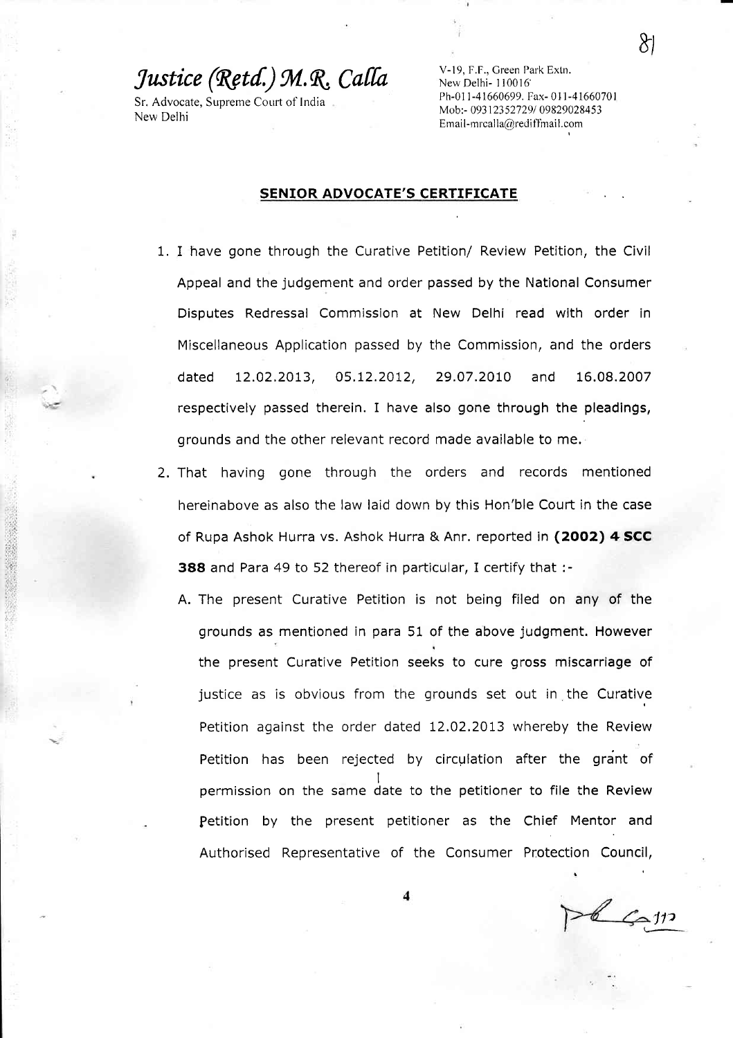# *Justice (Retd.) M.R. Calla*

Sr. Advocate, Supreme Court of India
New Delhi

V-19, F.F., Green Park Extn.
New Delhi- 110016
Ph-011-41660699. Fax- 011-41660701
Mob:- 09312352729/ 09829028453
Email-mrcalla@rediffmail.com

## SENIOR ADVOCATE'S CERTIFICATE

1. I have gone through the Curative Petition/ Review Petition, the Civil Appeal and the judgement and order passed by the National Consumer Disputes Redressal Commission at New Delhi read with order in Miscellaneous Application passed by the Commission, and the orders dated 12.02.2013, 05.12.2012, 29.07.2010 and 16.08.2007 respectively passed therein. I have also gone through the pleadings, grounds and the other relevant record made available to me.

2. That having gone through the orders and records mentioned hereinabove as also the law laid down by this Hon'ble Court in the case of Rupa Ashok Hurra vs. Ashok Hurra & Anr. reported in **(2002) 4 SCC 388** and Para 49 to 52 thereof in particular, I certify that :-

   A. The present Curative Petition is not being filed on any of the grounds as mentioned in para 51 of the above judgment. However the present Curative Petition seeks to cure gross miscarriage of justice as is obvious from the grounds set out in the Curative Petition against the order dated 12.02.2013 whereby the Review Petition has been rejected by circulation after the grant of permission on the same date to the petitioner to file the Review Petition by the present petitioner as the Chief Mentor and Authorised Representative of the Consumer Protection Council,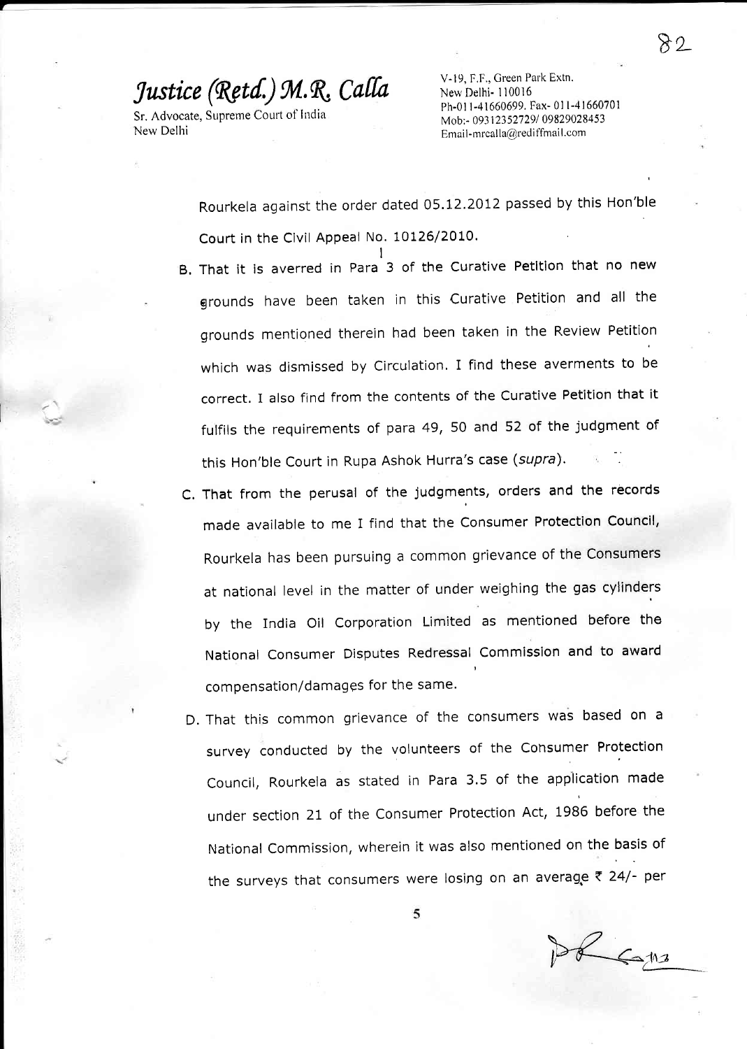Rourkela against the order dated 05.12.2012 passed by this Hon'ble Court in the Civil Appeal No. 10126/2010.

B. That it is averred in Para 3 of the Curative Petition that no new grounds have been taken in this Curative Petition and all the grounds mentioned therein had been taken in the Review Petition which was dismissed by Circulation. I find these averments to be correct. I also find from the contents of the Curative Petition that it fulfils the requirements of para 49, 50 and 52 of the judgment of this Hon'ble Court in Rupa Ashok Hurra's case (*supra*).

C. That from the perusal of the judgments, orders and the records made available to me I find that the Consumer Protection Council, Rourkela has been pursuing a common grievance of the Consumers at national level in the matter of under weighing the gas cylinders by the India Oil Corporation Limited as mentioned before the National Consumer Disputes Redressal Commission and to award compensation/damages for the same.

D. That this common grievance of the consumers was based on a survey conducted by the volunteers of the Consumer Protection Council, Rourkela as stated in Para 3.5 of the application made under section 21 of the Consumer Protection Act, 1986 before the National Commission, wherein it was also mentioned on the basis of the surveys that consumers were losing on an average ₹ 24/- per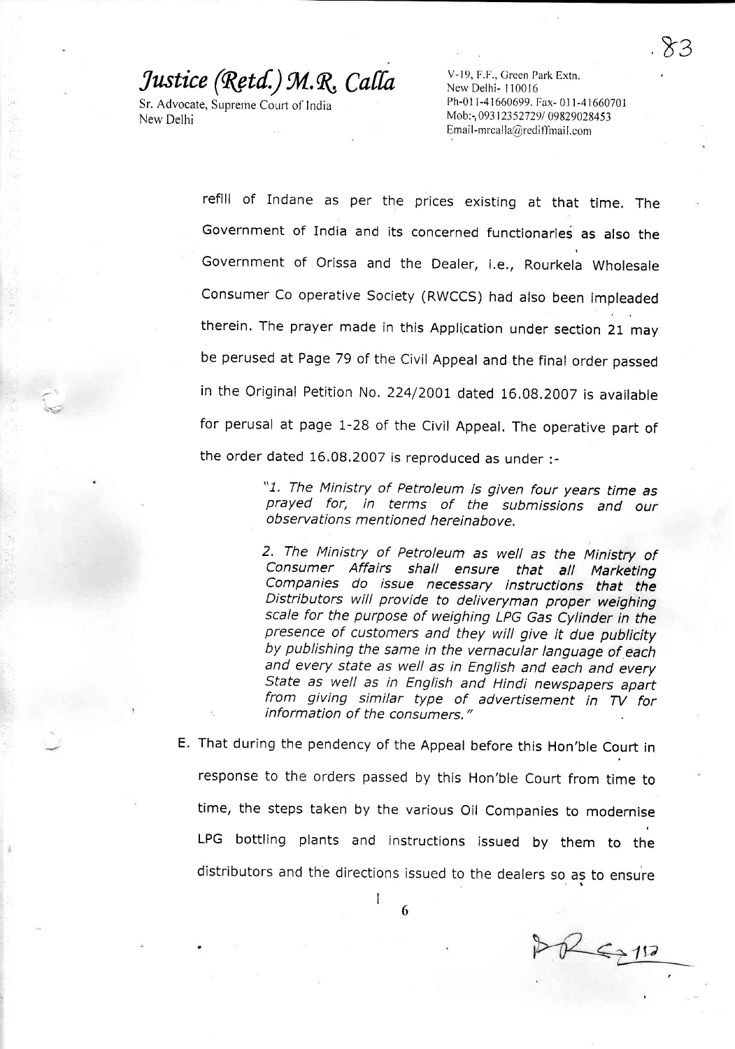refill of Indane as per the prices existing at that time. The Government of India and its concerned functionaries as also the Government of Orissa and the Dealer, i.e., Rourkela Wholesale Consumer Co operative Society (RWCCS) had also been impleaded therein. The prayer made in this Application under section 21 may be perused at Page 79 of the Civil Appeal and the final order passed in the Original Petition No. 224/2001 dated 16.08.2007 is available for perusal at page 1-28 of the Civil Appeal. The operative part of the order dated 16.08.2007 is reproduced as under :-

> *"1. The Ministry of Petroleum is given four years time as prayed for, in terms of the submissions and our observations mentioned hereinabove.*
>
> *2. The Ministry of Petroleum as well as the Ministry of Consumer Affairs shall ensure that all Marketing Companies do issue necessary instructions that the Distributors will provide to deliveryman proper weighing scale for the purpose of weighing LPG Gas Cylinder in the presence of customers and they will give it due publicity by publishing the same in the vernacular language of each and every state as well as in English and each and every State as well as in English and Hindi newspapers apart from giving similar type of advertisement in TV for information of the consumers."*

E. That during the pendency of the Appeal before this Hon'ble Court in response to the orders passed by this Hon'ble Court from time to time, the steps taken by the various Oil Companies to modernise LPG bottling plants and instructions issued by them to the distributors and the directions issued to the dealers so as to ensure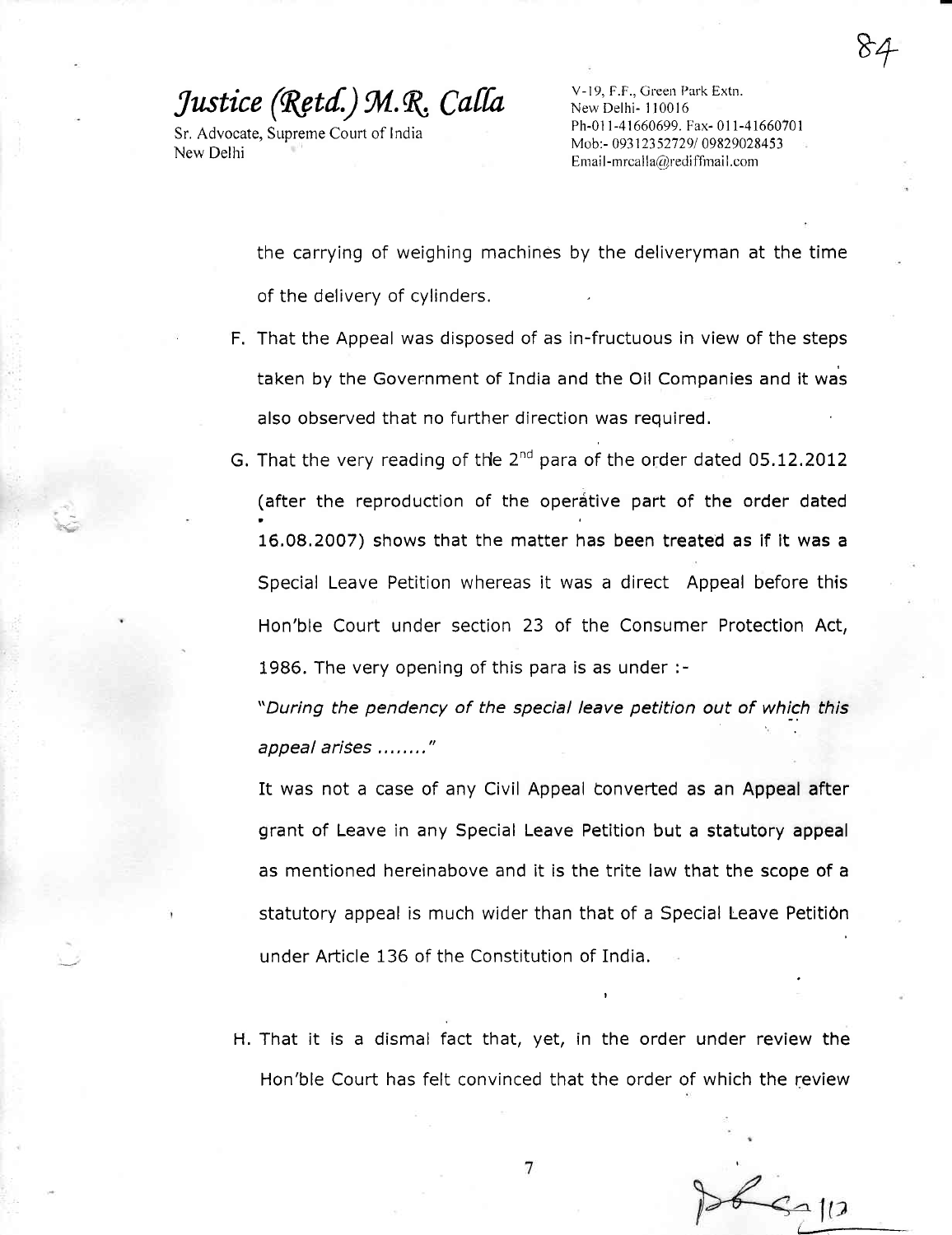the carrying of weighing machines by the deliveryman at the time of the delivery of cylinders.

F. That the Appeal was disposed of as in-fructuous in view of the steps taken by the Government of India and the Oil Companies and it was also observed that no further direction was required.

G. That the very reading of the 2nd para of the order dated 05.12.2012 (after the reproduction of the operative part of the order dated 16.08.2007) shows that the matter has been treated as if it was a Special Leave Petition whereas it was a direct Appeal before this Hon'ble Court under section 23 of the Consumer Protection Act, 1986. The very opening of this para is as under :-

*"During the pendency of the special leave petition out of which this appeal arises ........"*

It was not a case of any Civil Appeal converted as an Appeal after grant of Leave in any Special Leave Petition but a statutory appeal as mentioned hereinabove and it is the trite law that the scope of a statutory appeal is much wider than that of a Special Leave Petition under Article 136 of the Constitution of India.

H. That it is a dismal fact that, yet, in the order under review the Hon'ble Court has felt convinced that the order of which the review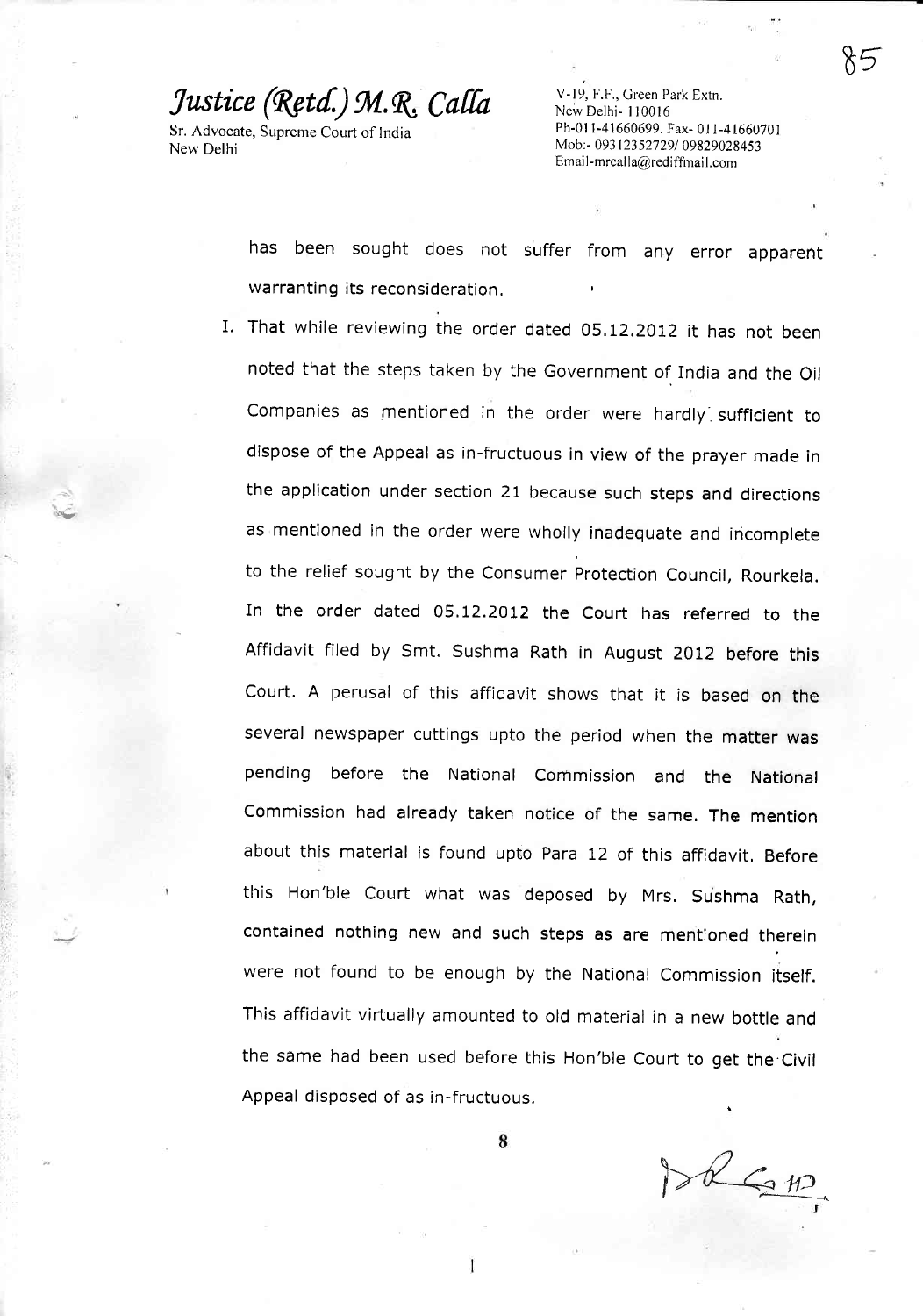has been sought does not suffer from any error apparent warranting its reconsideration.

I. That while reviewing the order dated 05.12.2012 it has not been noted that the steps taken by the Government of India and the Oil Companies as mentioned in the order were hardly sufficient to dispose of the Appeal as in-fructuous in view of the prayer made in the application under section 21 because such steps and directions as mentioned in the order were wholly inadequate and incomplete to the relief sought by the Consumer Protection Council, Rourkela. In the order dated 05.12.2012 the Court has referred to the Affidavit filed by Smt. Sushma Rath in August 2012 before this Court. A perusal of this affidavit shows that it is based on the several newspaper cuttings upto the period when the matter was pending before the National Commission and the National Commission had already taken notice of the same. The mention about this material is found upto Para 12 of this affidavit. Before this Hon'ble Court what was deposed by Mrs. Sushma Rath, contained nothing new and such steps as are mentioned therein were not found to be enough by the National Commission itself. This affidavit virtually amounted to old material in a new bottle and the same had been used before this Hon'ble Court to get the Civil Appeal disposed of as in-fructuous.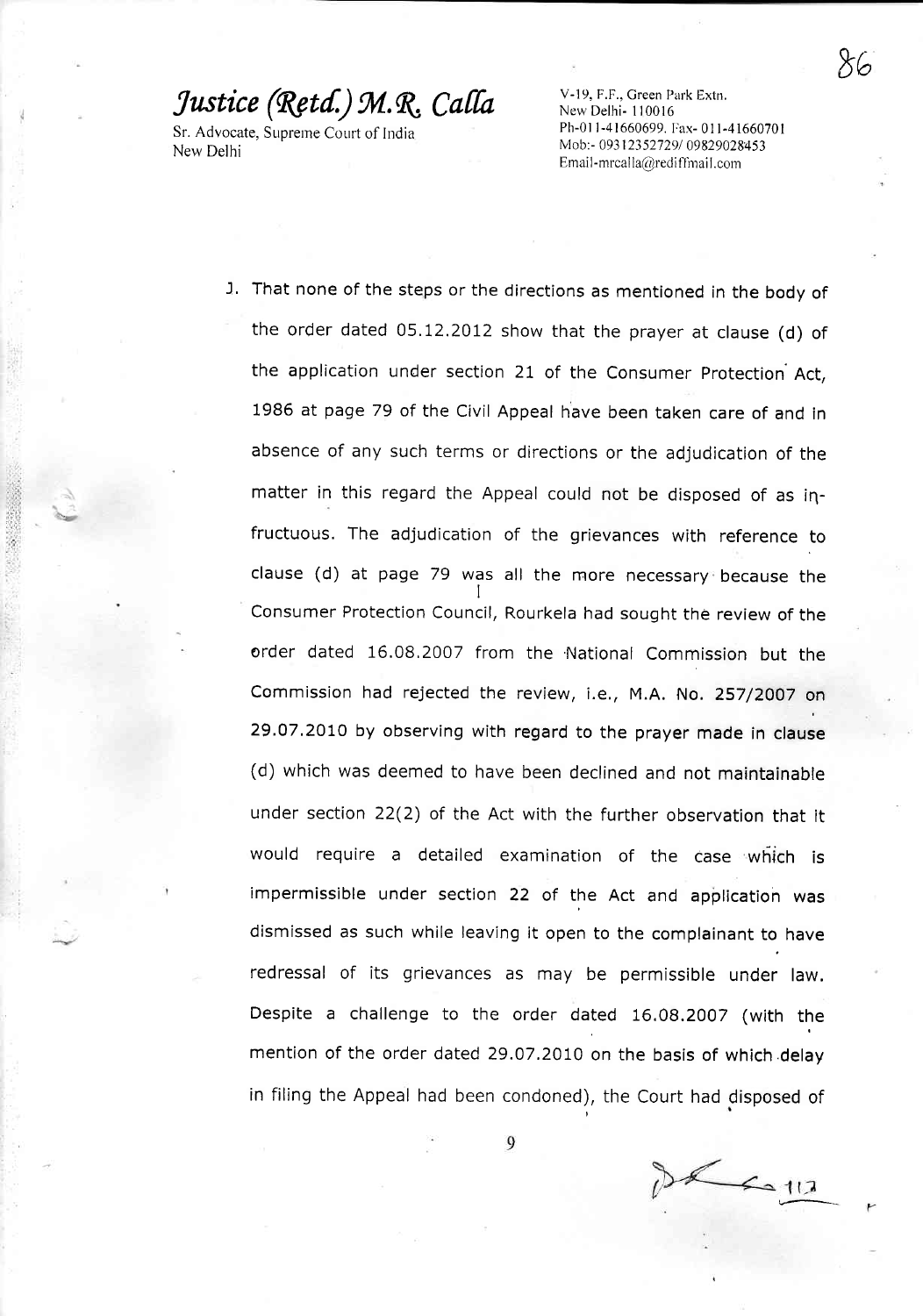J. That none of the steps or the directions as mentioned in the body of the order dated 05.12.2012 show that the prayer at clause (d) of the application under section 21 of the Consumer Protection Act, 1986 at page 79 of the Civil Appeal have been taken care of and in absence of any such terms or directions or the adjudication of the matter in this regard the Appeal could not be disposed of as in-fructuous. The adjudication of the grievances with reference to clause (d) at page 79 was all the more necessary because the Consumer Protection Council, Rourkela had sought the review of the order dated 16.08.2007 from the National Commission but the Commission had rejected the review, i.e., M.A. No. 257/2007 on 29.07.2010 by observing with regard to the prayer made in clause (d) which was deemed to have been declined and not maintainable under section 22(2) of the Act with the further observation that it would require a detailed examination of the case which is impermissible under section 22 of the Act and application was dismissed as such while leaving it open to the complainant to have redressal of its grievances as may be permissible under law. Despite a challenge to the order dated 16.08.2007 (with the mention of the order dated 29.07.2010 on the basis of which delay in filing the Appeal had been condoned), the Court had disposed of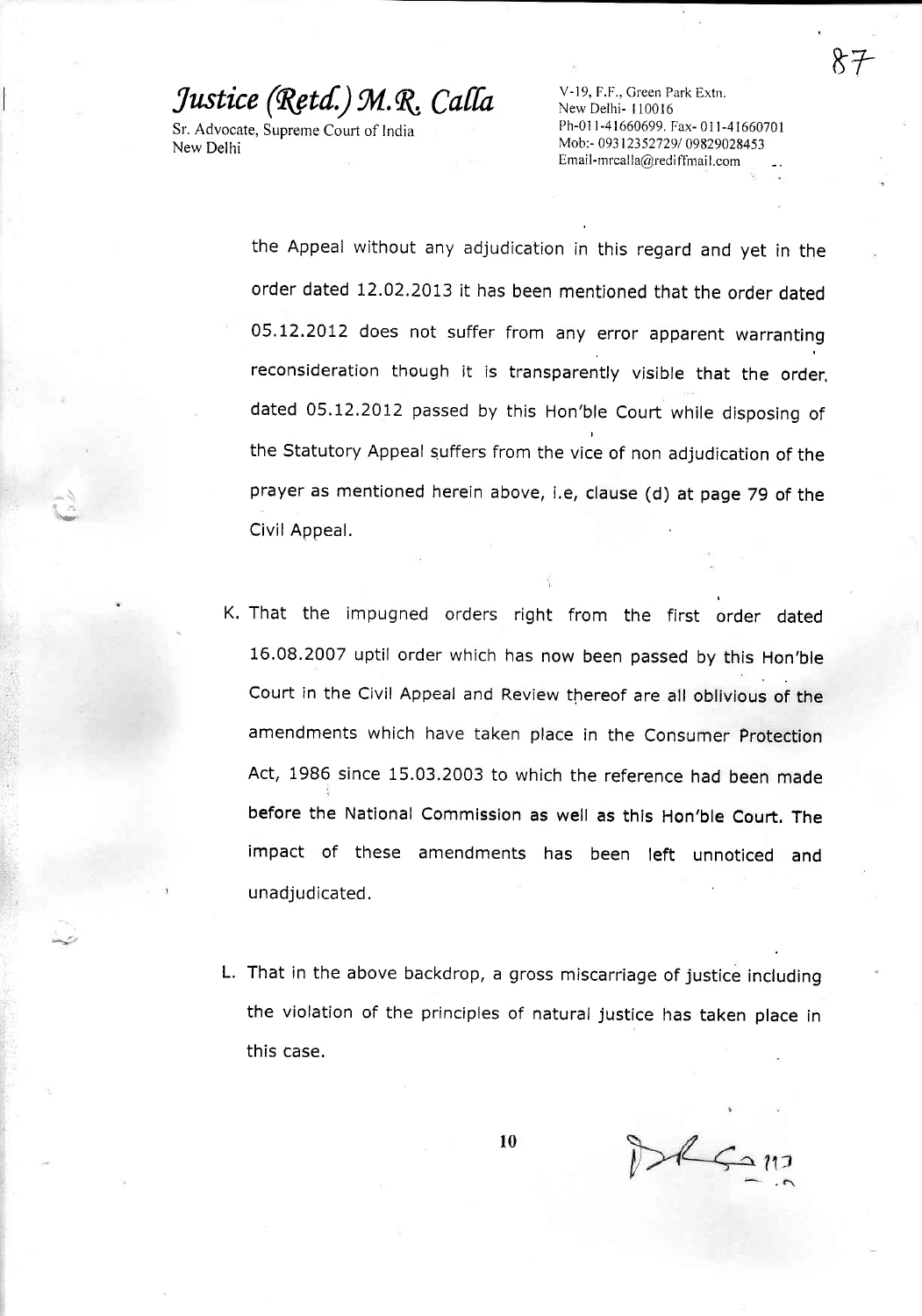the Appeal without any adjudication in this regard and yet in the order dated 12.02.2013 it has been mentioned that the order dated 05.12.2012 does not suffer from any error apparent warranting reconsideration though it is transparently visible that the order, dated 05.12.2012 passed by this Hon'ble Court while disposing of the Statutory Appeal suffers from the vice of non adjudication of the prayer as mentioned herein above, i.e, clause (d) at page 79 of the Civil Appeal.

K. That the impugned orders right from the first order dated 16.08.2007 uptil order which has now been passed by this Hon'ble Court in the Civil Appeal and Review thereof are all oblivious of the amendments which have taken place in the Consumer Protection Act, 1986 since 15.03.2003 to which the reference had been made before the National Commission as well as this Hon'ble Court. The impact of these amendments has been left unnoticed and unadjudicated.

L. That in the above backdrop, a gross miscarriage of justice including the violation of the principles of natural justice has taken place in this case.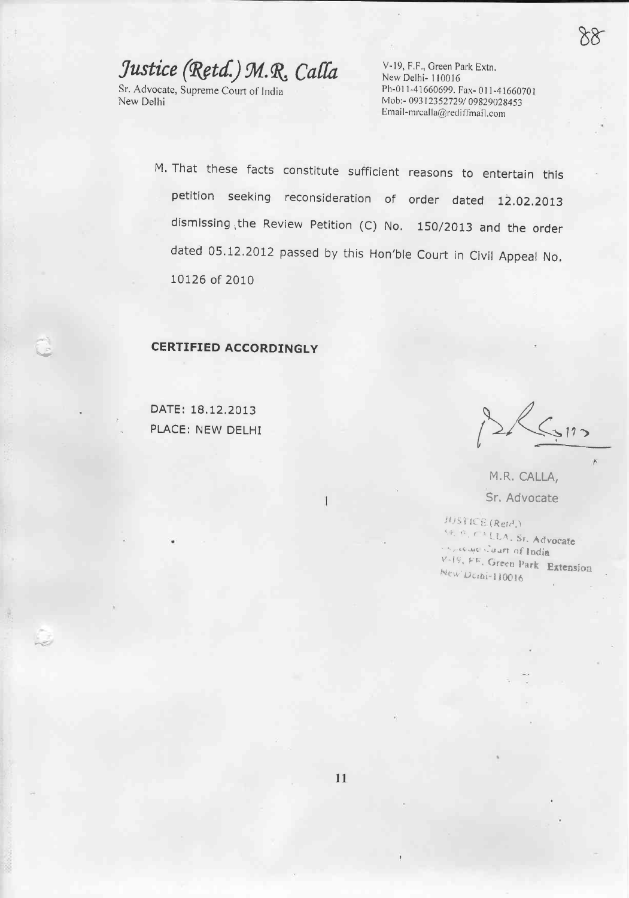*Justice (Retd.) M.R. Calla*

Sr. Advocate, Supreme Court of India
New Delhi

V-19, F.F., Green Park Extn.
New Delhi- 110016
Ph-011-41660699. Fax- 011-41660701
Mob:- 09312352729/ 09829028453
Email-mrcalla@rediffmail.com

M. That these facts constitute sufficient reasons to entertain this petition seeking reconsideration of order dated 12.02.2013 dismissing the Review Petition (C) No. 150/2013 and the order dated 05.12.2012 passed by this Hon'ble Court in Civil Appeal No. 10126 of 2010

**CERTIFIED ACCORDINGLY**

DATE: 18.12.2013
PLACE: NEW DELHI

M.R. CALLA,
Sr. Advocate

JUSTICE (Retd.)
M. R. CALLA, Sr. Advocate
Supreme Court of India
V-19, FF, Green Park Extension
New Delhi-110016